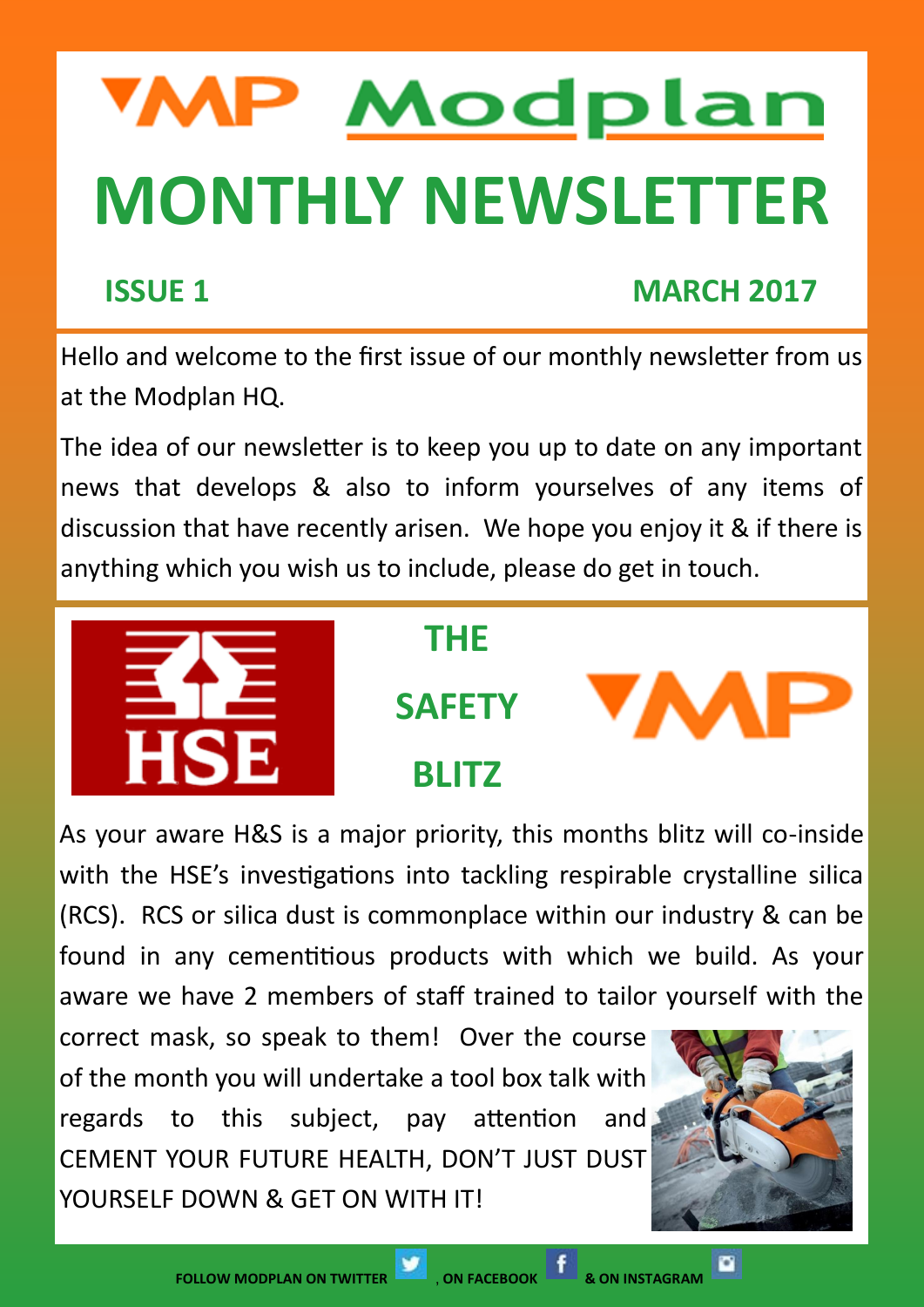# MP Modplan

# MONTHLY NEWSLETTER

**ISSUE 1** **MARCH 2017**

Hello and welcome to the first issue of our monthly newsletter from us at the Modplan HQ.

The idea of our newsletter is to keep you up to date on any important news that develops & also to inform yourselves of any items of discussion that have recently arisen. We hope you enjoy it & if there is anything which you wish us to include, please do get in touch.

## THE SAFETY BLITZ

As your aware H&S is a major priority, this months blitz will co-inside with the HSE's investigations into tackling respirable crystalline silica (RCS). RCS or silica dust is commonplace within our industry & can be found in any cementitious products with which we build. As your aware we have 2 members of staff trained to tailor yourself with the correct mask, so speak to them! Over the course of the month you will undertake a tool box talk with regards to this subject, pay attention and CEMENT YOUR FUTURE HEALTH, DON'T JUST DUST YOURSELF DOWN & GET ON WITH IT!

FOLLOW MODPLAN ON TWITTER, ON FACEBOOK & ON INSTAGRAM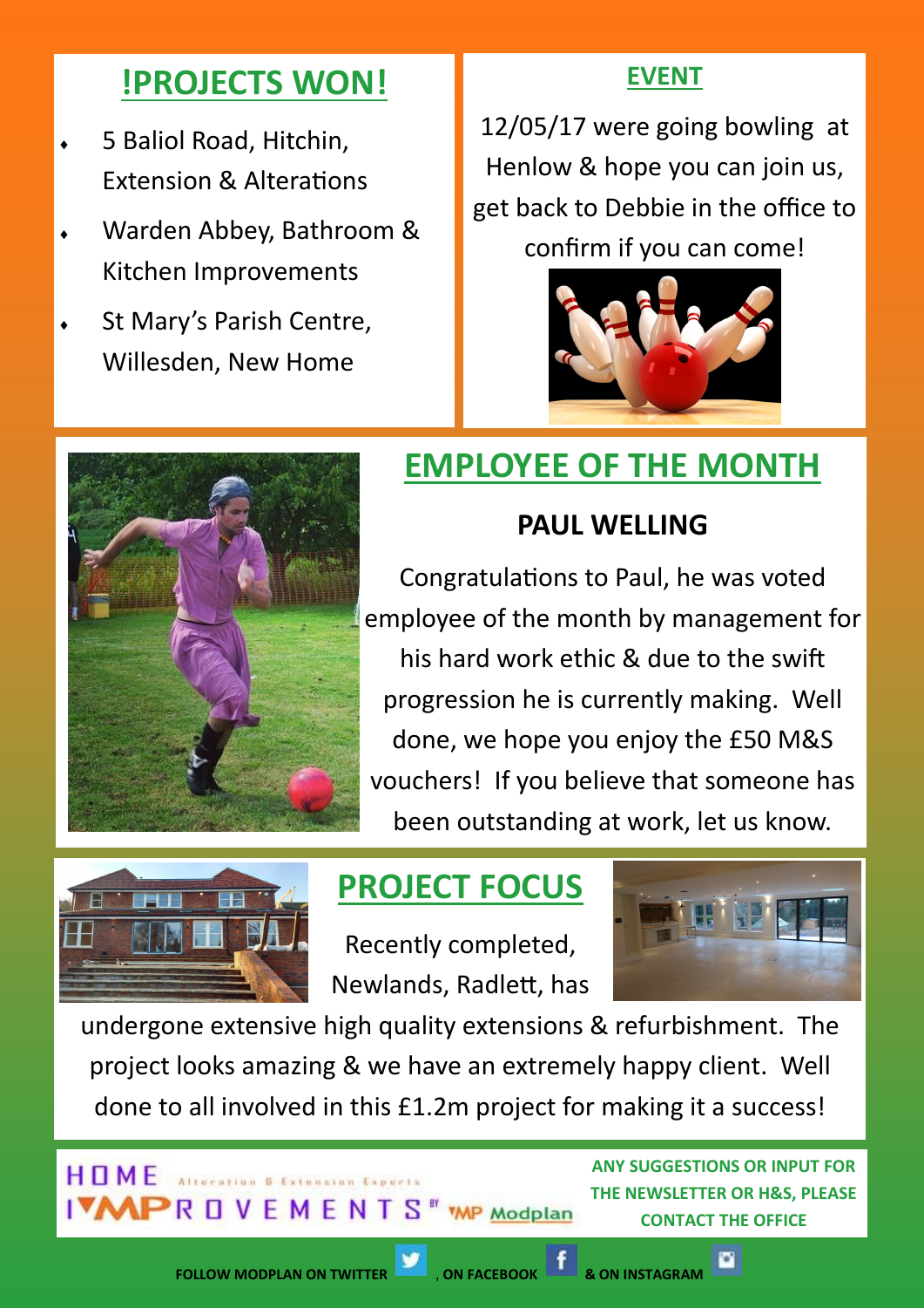## !PROJECTS WON!

- 5 Baliol Road, Hitchin, Extension & Alterations
- Warden Abbey, Bathroom & Kitchen Improvements
- St Mary's Parish Centre, Willesden, New Home

## EVENT

12/05/17 were going bowling at Henlow & hope you can join us, get back to Debbie in the office to confirm if you can come!

## EMPLOYEE OF THE MONTH

**PAUL WELLING**

Congratulations to Paul, he was voted employee of the month by management for his hard work ethic & due to the swift progression he is currently making. Well done, we hope you enjoy the £50 M&S vouchers! If you believe that someone has been outstanding at work, let us know.

## PROJECT FOCUS

Recently completed, Newlands, Radlett, has undergone extensive high quality extensions & refurbishment. The project looks amazing & we have an extremely happy client. Well done to all involved in this £1.2m project for making it a success!

HOME IMPROVEMENTS Alteration & Extension Experts BY MP Modplan

**ANY SUGGESTIONS OR INPUT FOR THE NEWSLETTER OR H&S, PLEASE CONTACT THE OFFICE**

**FOLLOW MODPLAN ON TWITTER , ON FACEBOOK & ON INSTAGRAM**